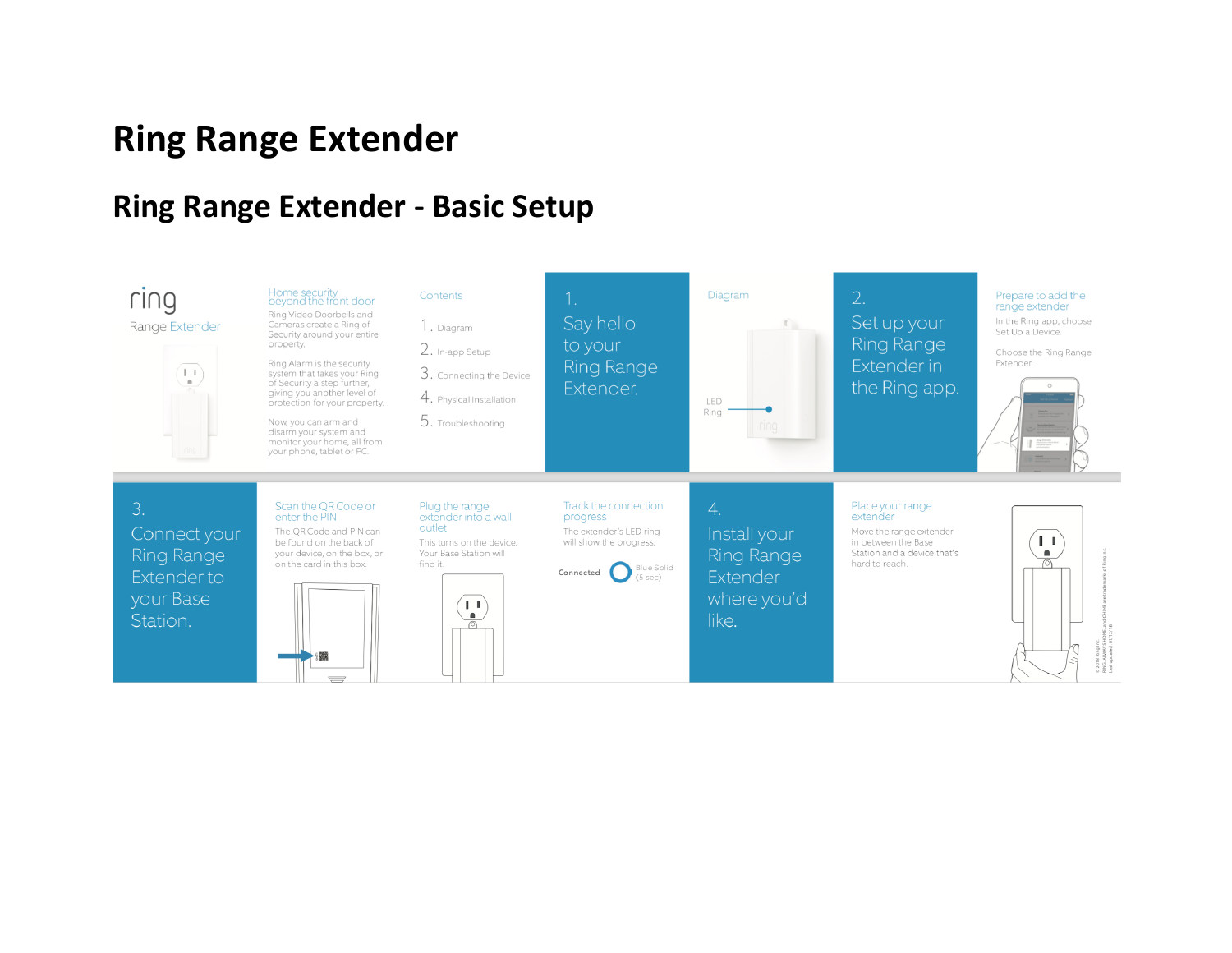# Ring Range Extender

## Ring Range Extender - Basic Setup

ring

Range Extender

**Home security beyond the front door**

Ring Video Doorbells and Cameras create a Ring of Security around your entire property.

Ring Alarm is the security system that takes your Ring of Security a step further, giving you another level of protection for your property.

Now, you can arm and disarm your system and monitor your home, all from your phone, tablet or PC.

**Contents**

1. Diagram
2. In-app Setup
3. Connecting the Device
4. Physical Installation
5. Troubleshooting

## 1. Say hello to your Ring Range Extender.

**Diagram**

LED Ring

## 2. Set up your Ring Range Extender in the Ring app.

**Prepare to add the range extender**

In the Ring app, choose Set Up a Device.

Choose the Ring Range Extender.

## 3. Connect your Ring Range Extender to your Base Station.

**Scan the QR Code or enter the PIN**

The QR Code and PIN can be found on the back of your device, on the box, or on the card in this box.

**Plug the range extender into a wall outlet**

This turns on the device. Your Base Station will find it.

**Track the connection progress**

The extender's LED ring will show the progress.

Connected — Blue Solid (5 sec)

## 4. Install your Ring Range Extender where you'd like.

**Place your range extender**

Move the range extender in between the Base Station and a device that's hard to reach.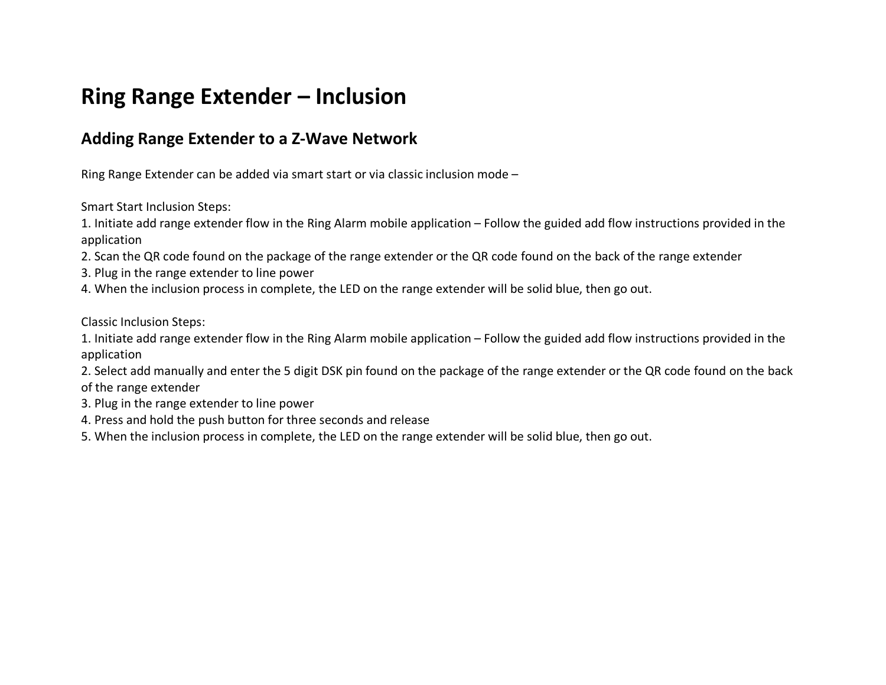# Ring Range Extender – Inclusion

## Adding Range Extender to a Z-Wave Network

Ring Range Extender can be added via smart start or via classic inclusion mode –

Smart Start Inclusion Steps:

1. Initiate add range extender flow in the Ring Alarm mobile application – Follow the guided add flow instructions provided in the application
2. Scan the QR code found on the package of the range extender or the QR code found on the back of the range extender
3. Plug in the range extender to line power
4. When the inclusion process in complete, the LED on the range extender will be solid blue, then go out.

Classic Inclusion Steps:

1. Initiate add range extender flow in the Ring Alarm mobile application – Follow the guided add flow instructions provided in the application
2. Select add manually and enter the 5 digit DSK pin found on the package of the range extender or the QR code found on the back of the range extender
3. Plug in the range extender to line power
4. Press and hold the push button for three seconds and release
5. When the inclusion process in complete, the LED on the range extender will be solid blue, then go out.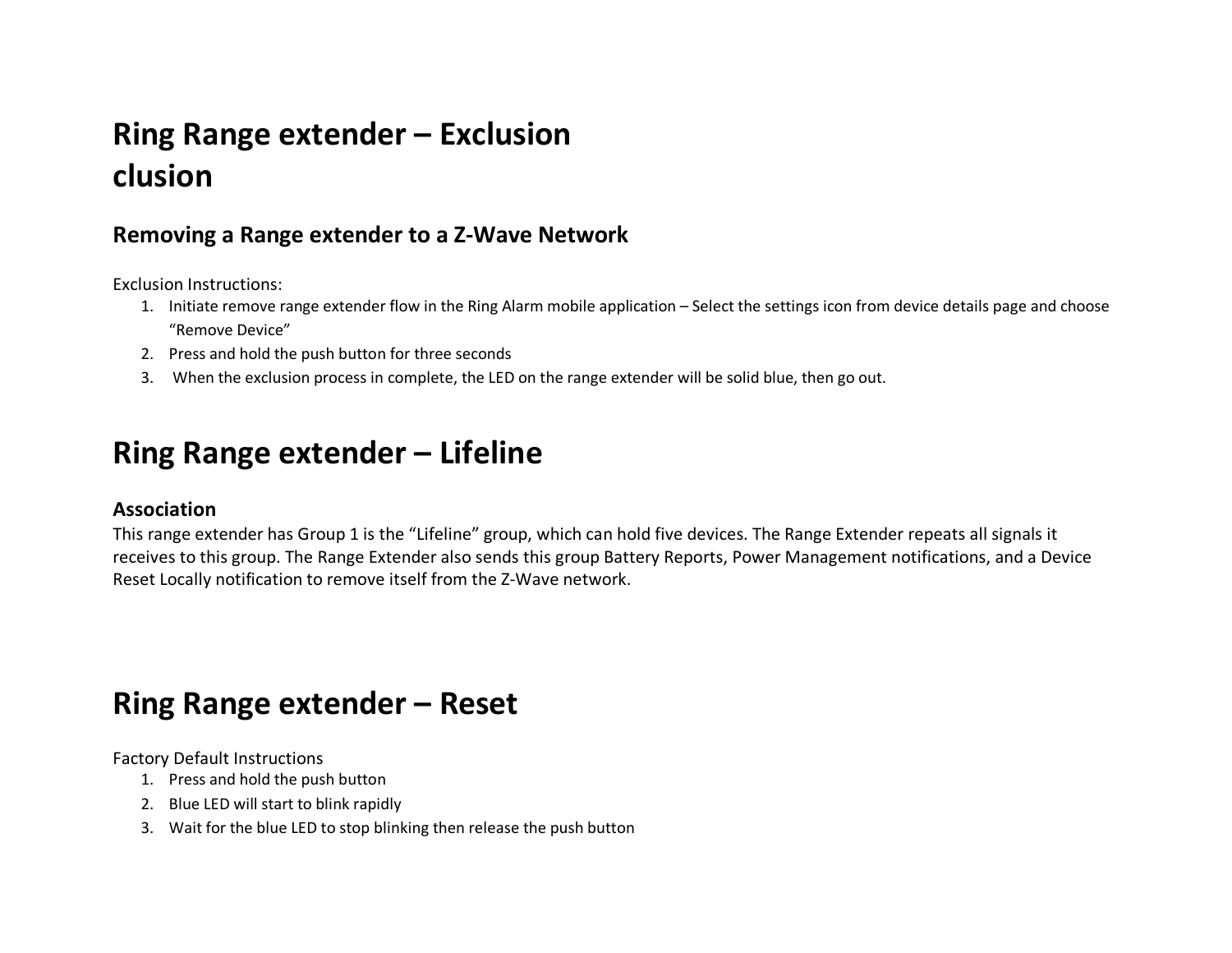# Ring Range extender – Exclusion
# clusion

## Removing a Range extender to a Z-Wave Network

Exclusion Instructions:

1. Initiate remove range extender flow in the Ring Alarm mobile application – Select the settings icon from device details page and choose "Remove Device"
2. Press and hold the push button for three seconds
3. When the exclusion process in complete, the LED on the range extender will be solid blue, then go out.

# Ring Range extender – Lifeline

### Association

This range extender has Group 1 is the "Lifeline" group, which can hold five devices. The Range Extender repeats all signals it receives to this group. The Range Extender also sends this group Battery Reports, Power Management notifications, and a Device Reset Locally notification to remove itself from the Z-Wave network.

# Ring Range extender – Reset

Factory Default Instructions

1. Press and hold the push button
2. Blue LED will start to blink rapidly
3. Wait for the blue LED to stop blinking then release the push button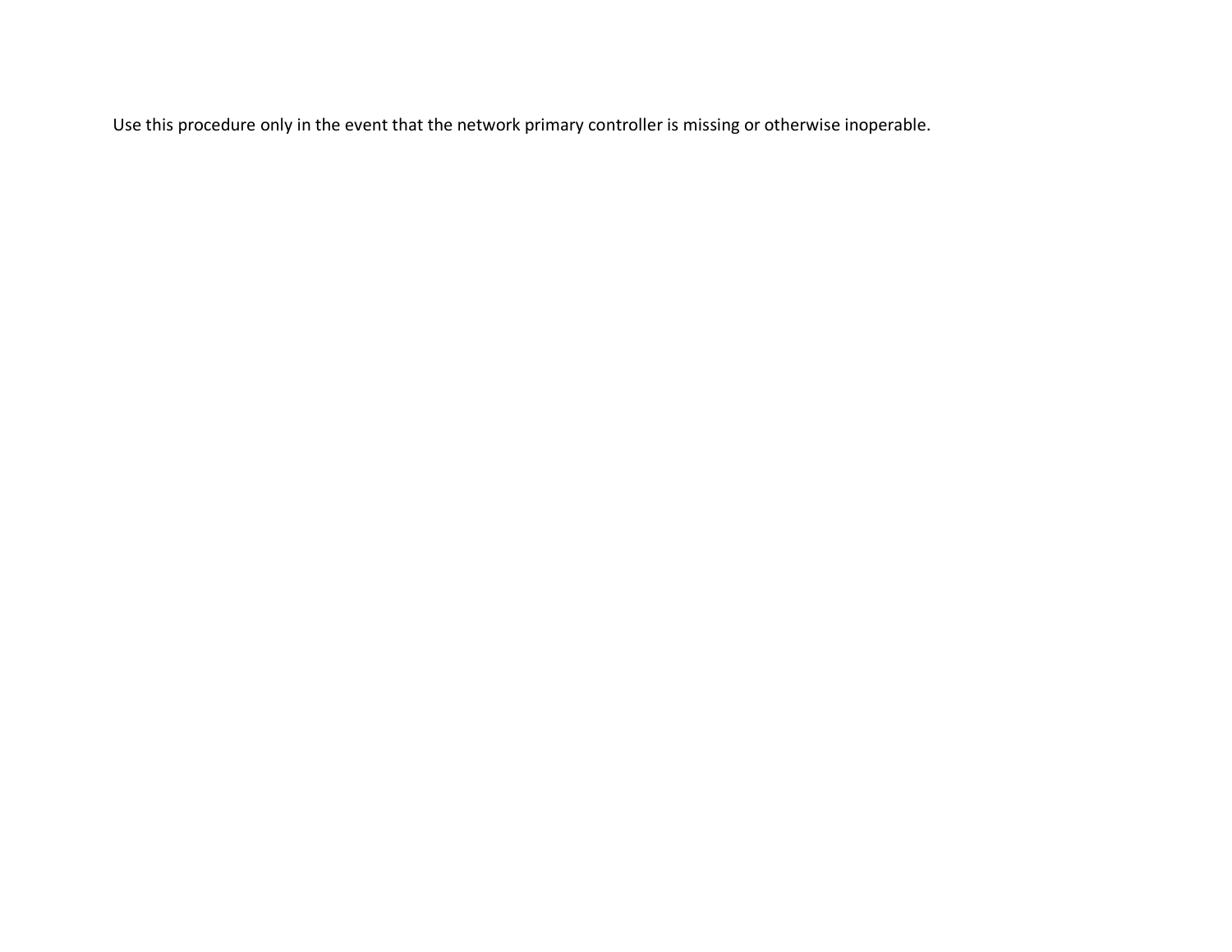Use this procedure only in the event that the network primary controller is missing or otherwise inoperable.